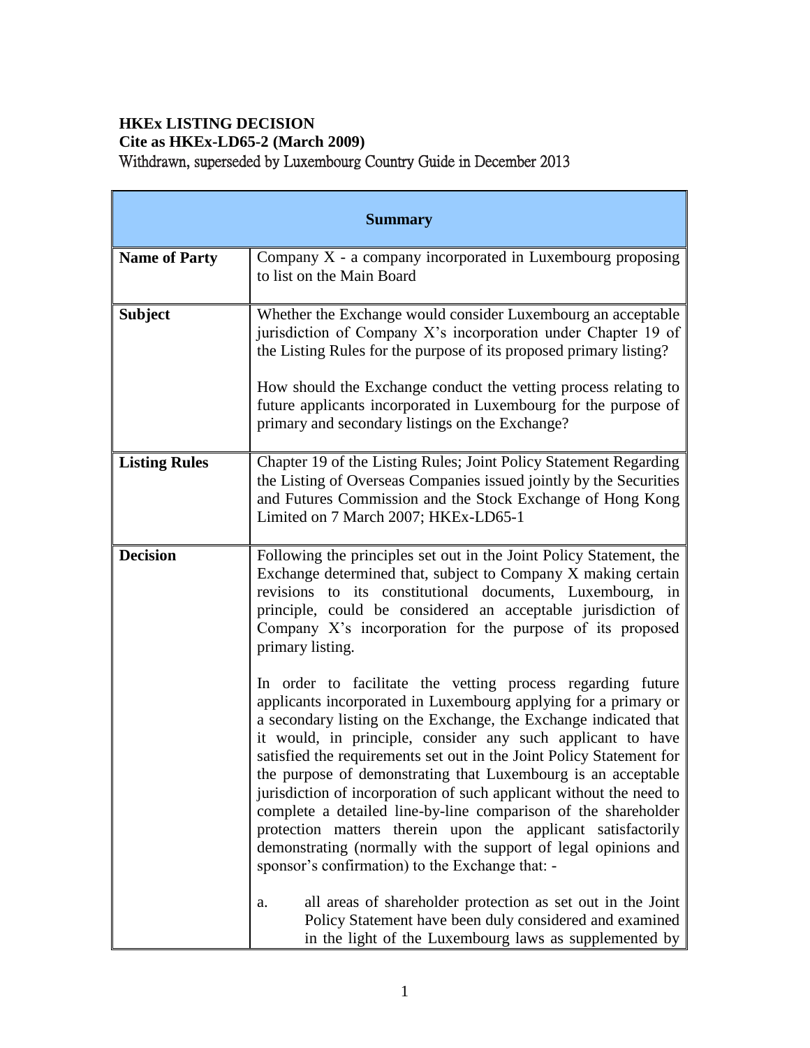**HKEx LISTING DECISION**
**Cite as HKEx-LD65-2 (March 2009)**
Withdrawn, superseded by Luxembourg Country Guide in December 2013

| **Summary** | |
|---|---|
| **Name of Party** | Company X - a company incorporated in Luxembourg proposing to list on the Main Board |
| **Subject** | Whether the Exchange would consider Luxembourg an acceptable jurisdiction of Company X's incorporation under Chapter 19 of the Listing Rules for the purpose of its proposed primary listing?<br><br>How should the Exchange conduct the vetting process relating to future applicants incorporated in Luxembourg for the purpose of primary and secondary listings on the Exchange? |
| **Listing Rules** | Chapter 19 of the Listing Rules; Joint Policy Statement Regarding the Listing of Overseas Companies issued jointly by the Securities and Futures Commission and the Stock Exchange of Hong Kong Limited on 7 March 2007; HKEx-LD65-1 |
| **Decision** | Following the principles set out in the Joint Policy Statement, the Exchange determined that, subject to Company X making certain revisions to its constitutional documents, Luxembourg, in principle, could be considered an acceptable jurisdiction of Company X's incorporation for the purpose of its proposed primary listing.<br><br>In order to facilitate the vetting process regarding future applicants incorporated in Luxembourg applying for a primary or a secondary listing on the Exchange, the Exchange indicated that it would, in principle, consider any such applicant to have satisfied the requirements set out in the Joint Policy Statement for the purpose of demonstrating that Luxembourg is an acceptable jurisdiction of incorporation of such applicant without the need to complete a detailed line-by-line comparison of the shareholder protection matters therein upon the applicant satisfactorily demonstrating (normally with the support of legal opinions and sponsor's confirmation) to the Exchange that: -<br><br>a. all areas of shareholder protection as set out in the Joint Policy Statement have been duly considered and examined in the light of the Luxembourg laws as supplemented by |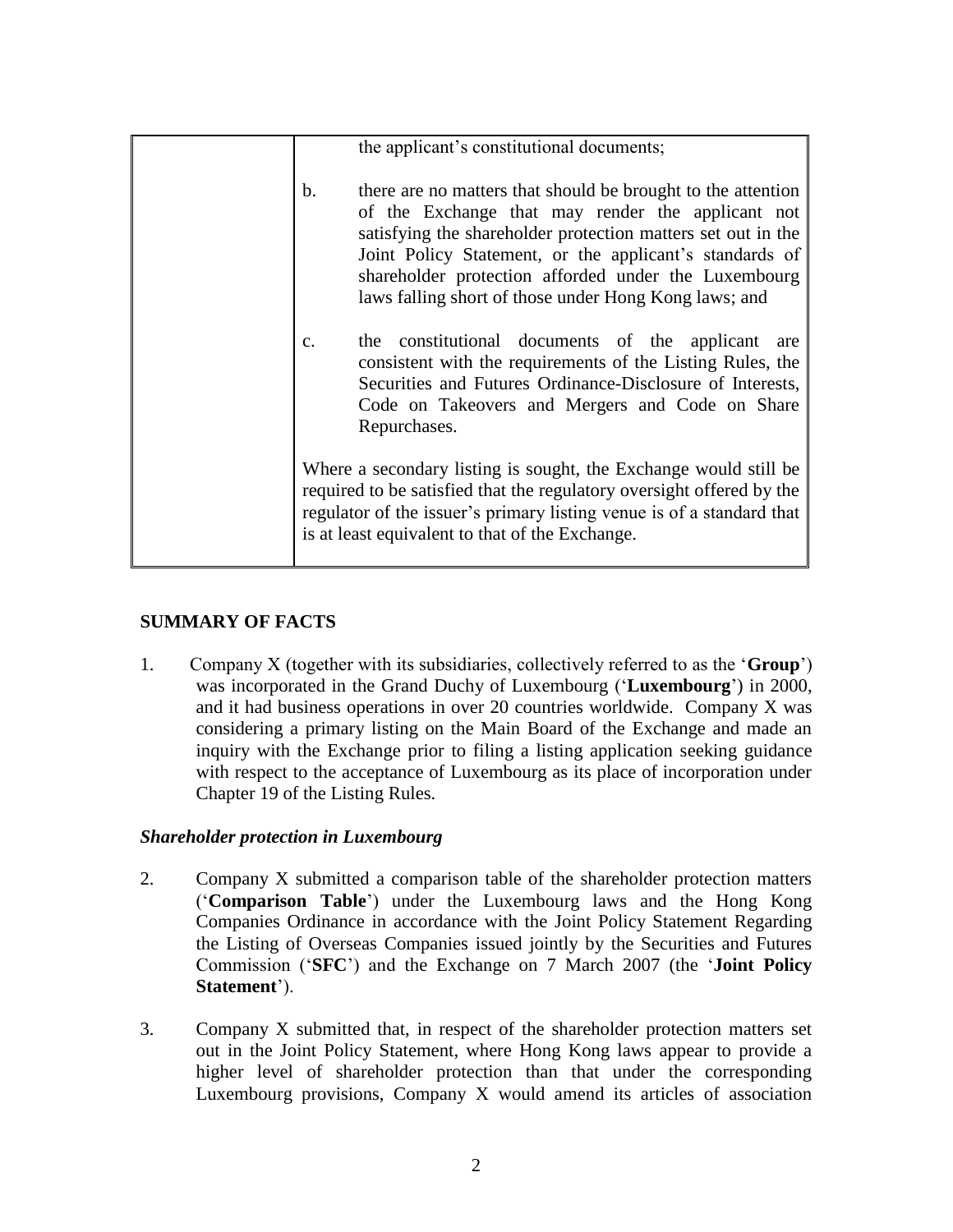| | the applicant's constitutional documents;<br><br>b. there are no matters that should be brought to the attention of the Exchange that may render the applicant not satisfying the shareholder protection matters set out in the Joint Policy Statement, or the applicant's standards of shareholder protection afforded under the Luxembourg laws falling short of those under Hong Kong laws; and<br><br>c. the constitutional documents of the applicant are consistent with the requirements of the Listing Rules, the Securities and Futures Ordinance-Disclosure of Interests, Code on Takeovers and Mergers and Code on Share Repurchases.<br><br>Where a secondary listing is sought, the Exchange would still be required to be satisfied that the regulatory oversight offered by the regulator of the issuer's primary listing venue is of a standard that is at least equivalent to that of the Exchange. |
|---|---|

## SUMMARY OF FACTS

1. Company X (together with its subsidiaries, collectively referred to as the '**Group**') was incorporated in the Grand Duchy of Luxembourg ('**Luxembourg**') in 2000, and it had business operations in over 20 countries worldwide. Company X was considering a primary listing on the Main Board of the Exchange and made an inquiry with the Exchange prior to filing a listing application seeking guidance with respect to the acceptance of Luxembourg as its place of incorporation under Chapter 19 of the Listing Rules.

### *Shareholder protection in Luxembourg*

2. Company X submitted a comparison table of the shareholder protection matters ('**Comparison Table**') under the Luxembourg laws and the Hong Kong Companies Ordinance in accordance with the Joint Policy Statement Regarding the Listing of Overseas Companies issued jointly by the Securities and Futures Commission ('**SFC**') and the Exchange on 7 March 2007 (the '**Joint Policy Statement**').

3. Company X submitted that, in respect of the shareholder protection matters set out in the Joint Policy Statement, where Hong Kong laws appear to provide a higher level of shareholder protection than that under the corresponding Luxembourg provisions, Company X would amend its articles of association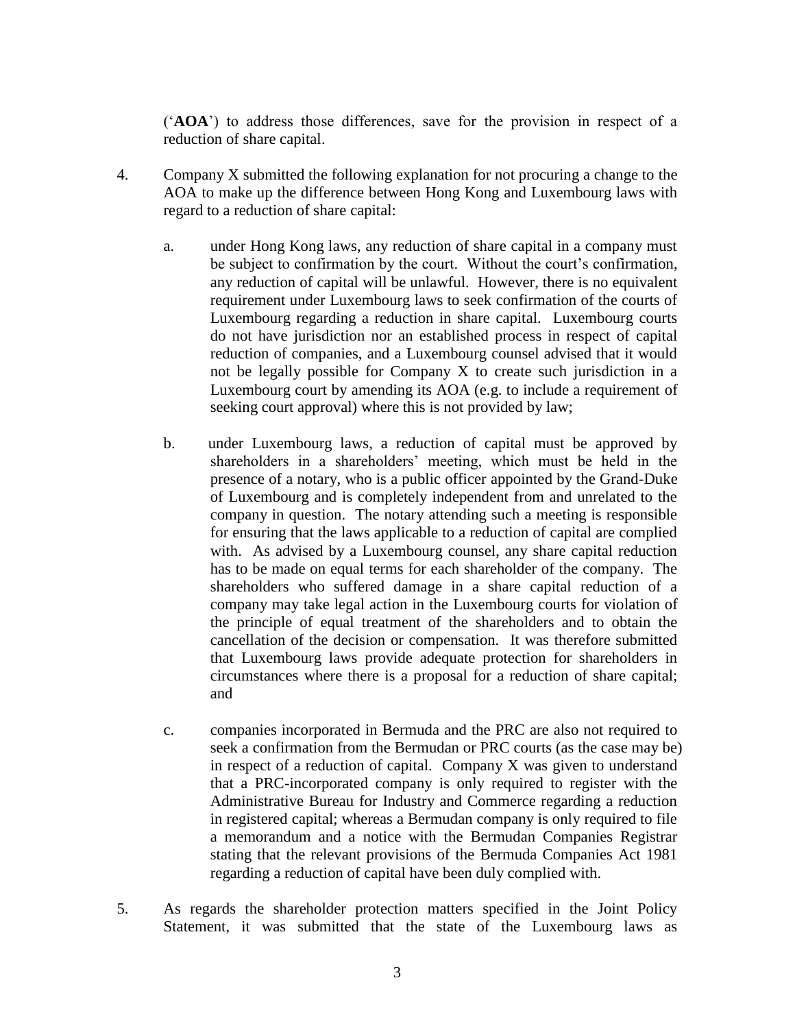('**AOA**') to address those differences, save for the provision in respect of a reduction of share capital.

4. Company X submitted the following explanation for not procuring a change to the AOA to make up the difference between Hong Kong and Luxembourg laws with regard to a reduction of share capital:

   a. under Hong Kong laws, any reduction of share capital in a company must be subject to confirmation by the court. Without the court's confirmation, any reduction of capital will be unlawful. However, there is no equivalent requirement under Luxembourg laws to seek confirmation of the courts of Luxembourg regarding a reduction in share capital. Luxembourg courts do not have jurisdiction nor an established process in respect of capital reduction of companies, and a Luxembourg counsel advised that it would not be legally possible for Company X to create such jurisdiction in a Luxembourg court by amending its AOA (e.g. to include a requirement of seeking court approval) where this is not provided by law;

   b. under Luxembourg laws, a reduction of capital must be approved by shareholders in a shareholders' meeting, which must be held in the presence of a notary, who is a public officer appointed by the Grand-Duke of Luxembourg and is completely independent from and unrelated to the company in question. The notary attending such a meeting is responsible for ensuring that the laws applicable to a reduction of capital are complied with. As advised by a Luxembourg counsel, any share capital reduction has to be made on equal terms for each shareholder of the company. The shareholders who suffered damage in a share capital reduction of a company may take legal action in the Luxembourg courts for violation of the principle of equal treatment of the shareholders and to obtain the cancellation of the decision or compensation. It was therefore submitted that Luxembourg laws provide adequate protection for shareholders in circumstances where there is a proposal for a reduction of share capital; and

   c. companies incorporated in Bermuda and the PRC are also not required to seek a confirmation from the Bermudan or PRC courts (as the case may be) in respect of a reduction of capital. Company X was given to understand that a PRC-incorporated company is only required to register with the Administrative Bureau for Industry and Commerce regarding a reduction in registered capital; whereas a Bermudan company is only required to file a memorandum and a notice with the Bermudan Companies Registrar stating that the relevant provisions of the Bermuda Companies Act 1981 regarding a reduction of capital have been duly complied with.

5. As regards the shareholder protection matters specified in the Joint Policy Statement, it was submitted that the state of the Luxembourg laws as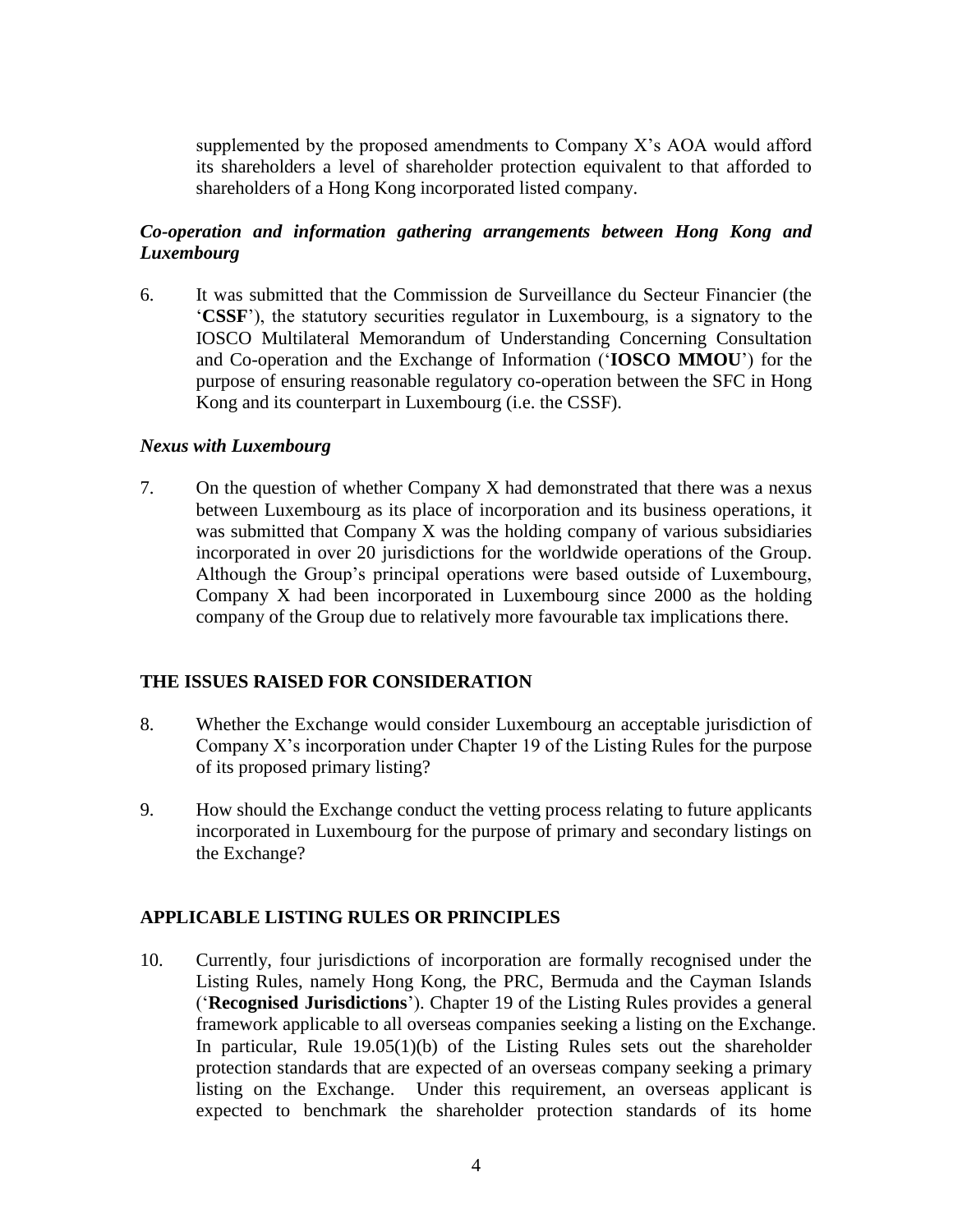supplemented by the proposed amendments to Company X's AOA would afford its shareholders a level of shareholder protection equivalent to that afforded to shareholders of a Hong Kong incorporated listed company.

### *Co-operation and information gathering arrangements between Hong Kong and Luxembourg*

6. It was submitted that the Commission de Surveillance du Secteur Financier (the '**CSSF**'), the statutory securities regulator in Luxembourg, is a signatory to the IOSCO Multilateral Memorandum of Understanding Concerning Consultation and Co-operation and the Exchange of Information ('**IOSCO MMOU**') for the purpose of ensuring reasonable regulatory co-operation between the SFC in Hong Kong and its counterpart in Luxembourg (i.e. the CSSF).

### *Nexus with Luxembourg*

7. On the question of whether Company X had demonstrated that there was a nexus between Luxembourg as its place of incorporation and its business operations, it was submitted that Company X was the holding company of various subsidiaries incorporated in over 20 jurisdictions for the worldwide operations of the Group. Although the Group's principal operations were based outside of Luxembourg, Company X had been incorporated in Luxembourg since 2000 as the holding company of the Group due to relatively more favourable tax implications there.

## THE ISSUES RAISED FOR CONSIDERATION

8. Whether the Exchange would consider Luxembourg an acceptable jurisdiction of Company X's incorporation under Chapter 19 of the Listing Rules for the purpose of its proposed primary listing?

9. How should the Exchange conduct the vetting process relating to future applicants incorporated in Luxembourg for the purpose of primary and secondary listings on the Exchange?

## APPLICABLE LISTING RULES OR PRINCIPLES

10. Currently, four jurisdictions of incorporation are formally recognised under the Listing Rules, namely Hong Kong, the PRC, Bermuda and the Cayman Islands ('**Recognised Jurisdictions**'). Chapter 19 of the Listing Rules provides a general framework applicable to all overseas companies seeking a listing on the Exchange. In particular, Rule 19.05(1)(b) of the Listing Rules sets out the shareholder protection standards that are expected of an overseas company seeking a primary listing on the Exchange. Under this requirement, an overseas applicant is expected to benchmark the shareholder protection standards of its home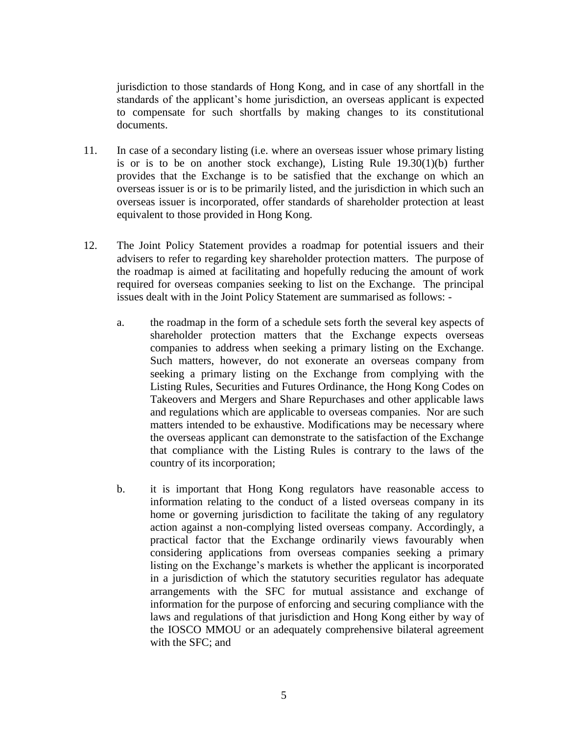jurisdiction to those standards of Hong Kong, and in case of any shortfall in the standards of the applicant's home jurisdiction, an overseas applicant is expected to compensate for such shortfalls by making changes to its constitutional documents.

11. In case of a secondary listing (i.e. where an overseas issuer whose primary listing is or is to be on another stock exchange), Listing Rule 19.30(1)(b) further provides that the Exchange is to be satisfied that the exchange on which an overseas issuer is or is to be primarily listed, and the jurisdiction in which such an overseas issuer is incorporated, offer standards of shareholder protection at least equivalent to those provided in Hong Kong.

12. The Joint Policy Statement provides a roadmap for potential issuers and their advisers to refer to regarding key shareholder protection matters. The purpose of the roadmap is aimed at facilitating and hopefully reducing the amount of work required for overseas companies seeking to list on the Exchange. The principal issues dealt with in the Joint Policy Statement are summarised as follows: -

    a. the roadmap in the form of a schedule sets forth the several key aspects of shareholder protection matters that the Exchange expects overseas companies to address when seeking a primary listing on the Exchange. Such matters, however, do not exonerate an overseas company from seeking a primary listing on the Exchange from complying with the Listing Rules, Securities and Futures Ordinance, the Hong Kong Codes on Takeovers and Mergers and Share Repurchases and other applicable laws and regulations which are applicable to overseas companies. Nor are such matters intended to be exhaustive. Modifications may be necessary where the overseas applicant can demonstrate to the satisfaction of the Exchange that compliance with the Listing Rules is contrary to the laws of the country of its incorporation;

    b. it is important that Hong Kong regulators have reasonable access to information relating to the conduct of a listed overseas company in its home or governing jurisdiction to facilitate the taking of any regulatory action against a non-complying listed overseas company. Accordingly, a practical factor that the Exchange ordinarily views favourably when considering applications from overseas companies seeking a primary listing on the Exchange's markets is whether the applicant is incorporated in a jurisdiction of which the statutory securities regulator has adequate arrangements with the SFC for mutual assistance and exchange of information for the purpose of enforcing and securing compliance with the laws and regulations of that jurisdiction and Hong Kong either by way of the IOSCO MMOU or an adequately comprehensive bilateral agreement with the SFC; and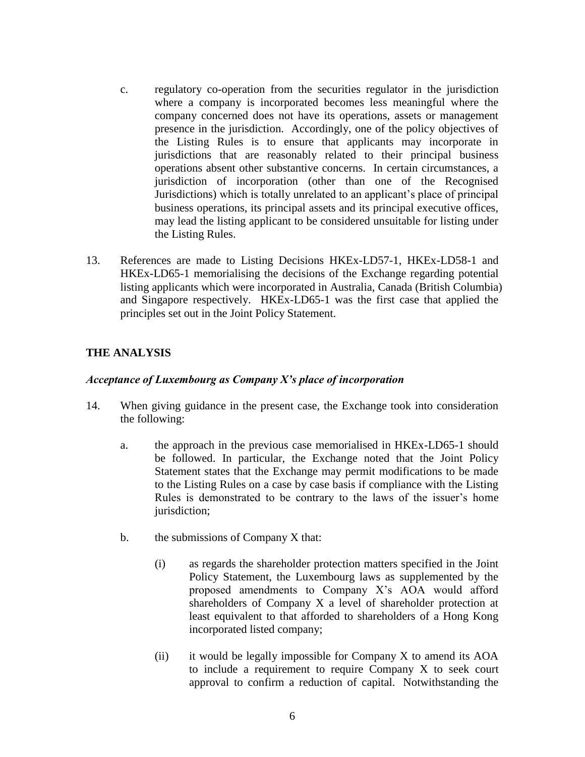c. regulatory co-operation from the securities regulator in the jurisdiction where a company is incorporated becomes less meaningful where the company concerned does not have its operations, assets or management presence in the jurisdiction. Accordingly, one of the policy objectives of the Listing Rules is to ensure that applicants may incorporate in jurisdictions that are reasonably related to their principal business operations absent other substantive concerns. In certain circumstances, a jurisdiction of incorporation (other than one of the Recognised Jurisdictions) which is totally unrelated to an applicant's place of principal business operations, its principal assets and its principal executive offices, may lead the listing applicant to be considered unsuitable for listing under the Listing Rules.

13. References are made to Listing Decisions HKEx-LD57-1, HKEx-LD58-1 and HKEx-LD65-1 memorialising the decisions of the Exchange regarding potential listing applicants which were incorporated in Australia, Canada (British Columbia) and Singapore respectively. HKEx-LD65-1 was the first case that applied the principles set out in the Joint Policy Statement.

## THE ANALYSIS

### *Acceptance of Luxembourg as Company X's place of incorporation*

14. When giving guidance in the present case, the Exchange took into consideration the following:

    a. the approach in the previous case memorialised in HKEx-LD65-1 should be followed. In particular, the Exchange noted that the Joint Policy Statement states that the Exchange may permit modifications to be made to the Listing Rules on a case by case basis if compliance with the Listing Rules is demonstrated to be contrary to the laws of the issuer's home jurisdiction;

    b. the submissions of Company X that:

        (i) as regards the shareholder protection matters specified in the Joint Policy Statement, the Luxembourg laws as supplemented by the proposed amendments to Company X's AOA would afford shareholders of Company X a level of shareholder protection at least equivalent to that afforded to shareholders of a Hong Kong incorporated listed company;

        (ii) it would be legally impossible for Company X to amend its AOA to include a requirement to require Company X to seek court approval to confirm a reduction of capital. Notwithstanding the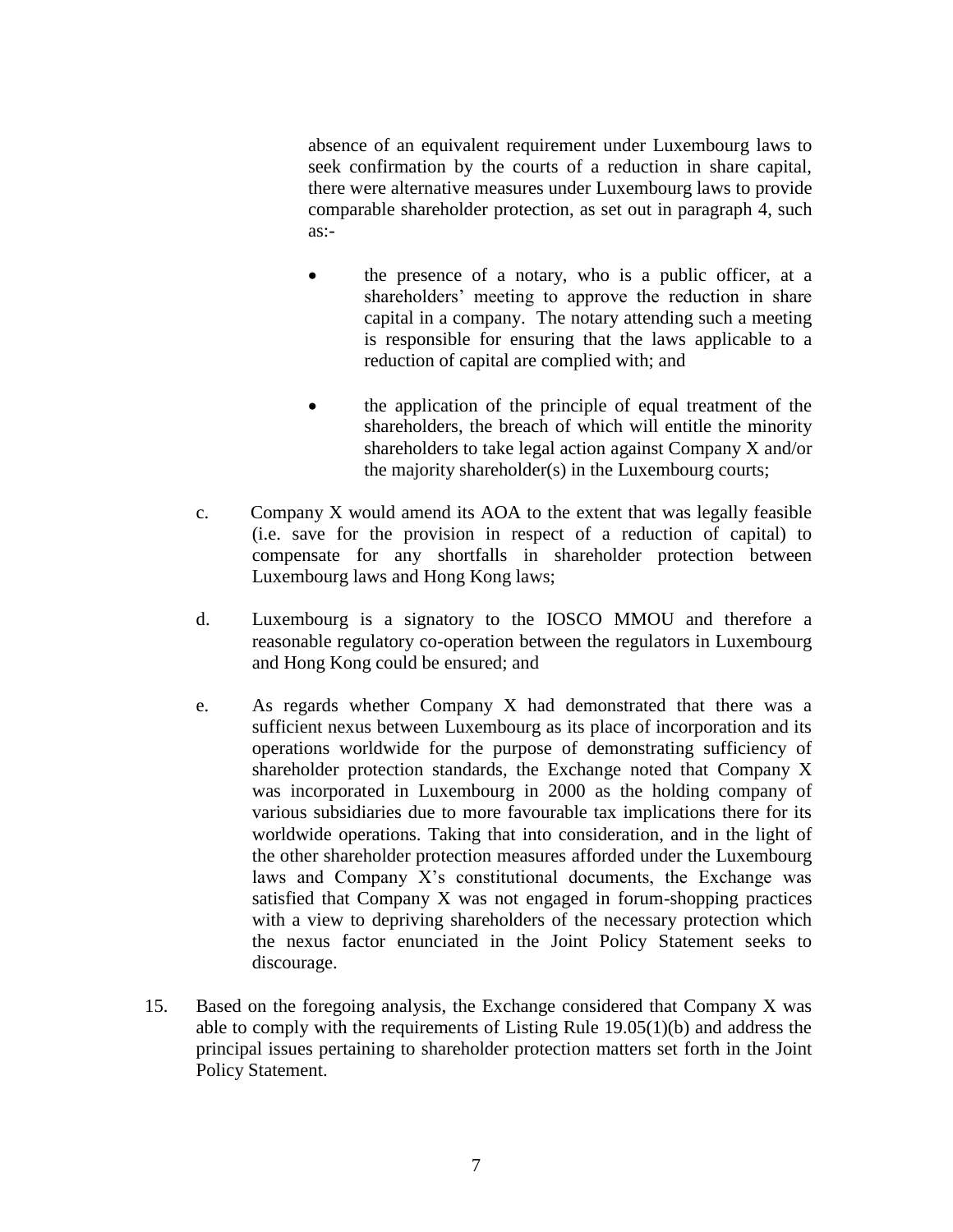absence of an equivalent requirement under Luxembourg laws to seek confirmation by the courts of a reduction in share capital, there were alternative measures under Luxembourg laws to provide comparable shareholder protection, as set out in paragraph 4, such as:-

- the presence of a notary, who is a public officer, at a shareholders' meeting to approve the reduction in share capital in a company. The notary attending such a meeting is responsible for ensuring that the laws applicable to a reduction of capital are complied with; and
- the application of the principle of equal treatment of the shareholders, the breach of which will entitle the minority shareholders to take legal action against Company X and/or the majority shareholder(s) in the Luxembourg courts;

c. Company X would amend its AOA to the extent that was legally feasible (i.e. save for the provision in respect of a reduction of capital) to compensate for any shortfalls in shareholder protection between Luxembourg laws and Hong Kong laws;

d. Luxembourg is a signatory to the IOSCO MMOU and therefore a reasonable regulatory co-operation between the regulators in Luxembourg and Hong Kong could be ensured; and

e. As regards whether Company X had demonstrated that there was a sufficient nexus between Luxembourg as its place of incorporation and its operations worldwide for the purpose of demonstrating sufficiency of shareholder protection standards, the Exchange noted that Company X was incorporated in Luxembourg in 2000 as the holding company of various subsidiaries due to more favourable tax implications there for its worldwide operations. Taking that into consideration, and in the light of the other shareholder protection measures afforded under the Luxembourg laws and Company X's constitutional documents, the Exchange was satisfied that Company X was not engaged in forum-shopping practices with a view to depriving shareholders of the necessary protection which the nexus factor enunciated in the Joint Policy Statement seeks to discourage.

15. Based on the foregoing analysis, the Exchange considered that Company X was able to comply with the requirements of Listing Rule 19.05(1)(b) and address the principal issues pertaining to shareholder protection matters set forth in the Joint Policy Statement.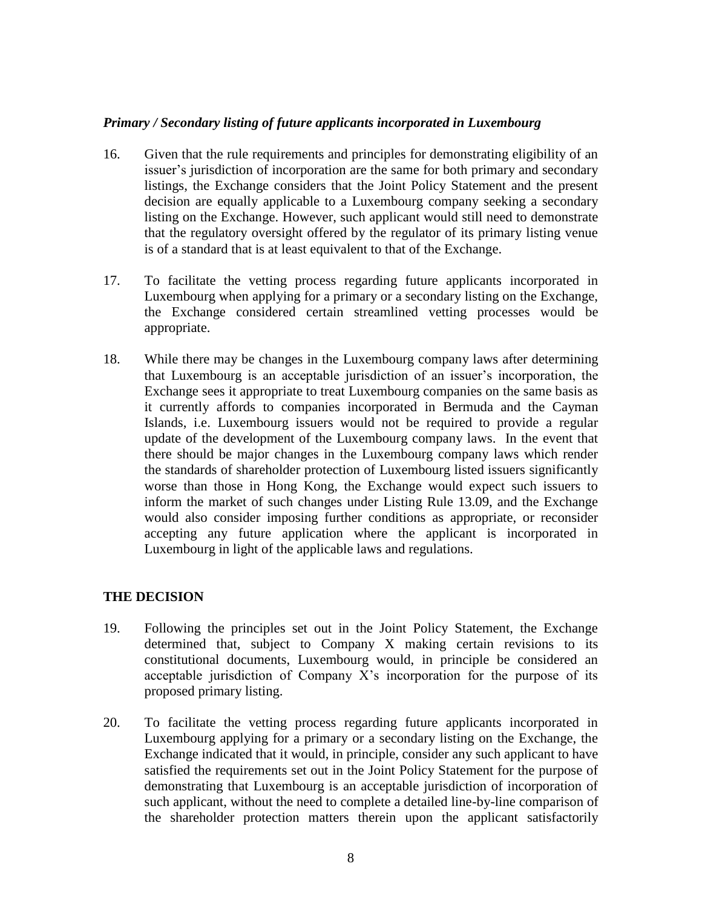### *Primary / Secondary listing of future applicants incorporated in Luxembourg*

16. Given that the rule requirements and principles for demonstrating eligibility of an issuer's jurisdiction of incorporation are the same for both primary and secondary listings, the Exchange considers that the Joint Policy Statement and the present decision are equally applicable to a Luxembourg company seeking a secondary listing on the Exchange. However, such applicant would still need to demonstrate that the regulatory oversight offered by the regulator of its primary listing venue is of a standard that is at least equivalent to that of the Exchange.

17. To facilitate the vetting process regarding future applicants incorporated in Luxembourg when applying for a primary or a secondary listing on the Exchange, the Exchange considered certain streamlined vetting processes would be appropriate.

18. While there may be changes in the Luxembourg company laws after determining that Luxembourg is an acceptable jurisdiction of an issuer's incorporation, the Exchange sees it appropriate to treat Luxembourg companies on the same basis as it currently affords to companies incorporated in Bermuda and the Cayman Islands, i.e. Luxembourg issuers would not be required to provide a regular update of the development of the Luxembourg company laws. In the event that there should be major changes in the Luxembourg company laws which render the standards of shareholder protection of Luxembourg listed issuers significantly worse than those in Hong Kong, the Exchange would expect such issuers to inform the market of such changes under Listing Rule 13.09, and the Exchange would also consider imposing further conditions as appropriate, or reconsider accepting any future application where the applicant is incorporated in Luxembourg in light of the applicable laws and regulations.

## THE DECISION

19. Following the principles set out in the Joint Policy Statement, the Exchange determined that, subject to Company X making certain revisions to its constitutional documents, Luxembourg would, in principle be considered an acceptable jurisdiction of Company X's incorporation for the purpose of its proposed primary listing.

20. To facilitate the vetting process regarding future applicants incorporated in Luxembourg applying for a primary or a secondary listing on the Exchange, the Exchange indicated that it would, in principle, consider any such applicant to have satisfied the requirements set out in the Joint Policy Statement for the purpose of demonstrating that Luxembourg is an acceptable jurisdiction of incorporation of such applicant, without the need to complete a detailed line-by-line comparison of the shareholder protection matters therein upon the applicant satisfactorily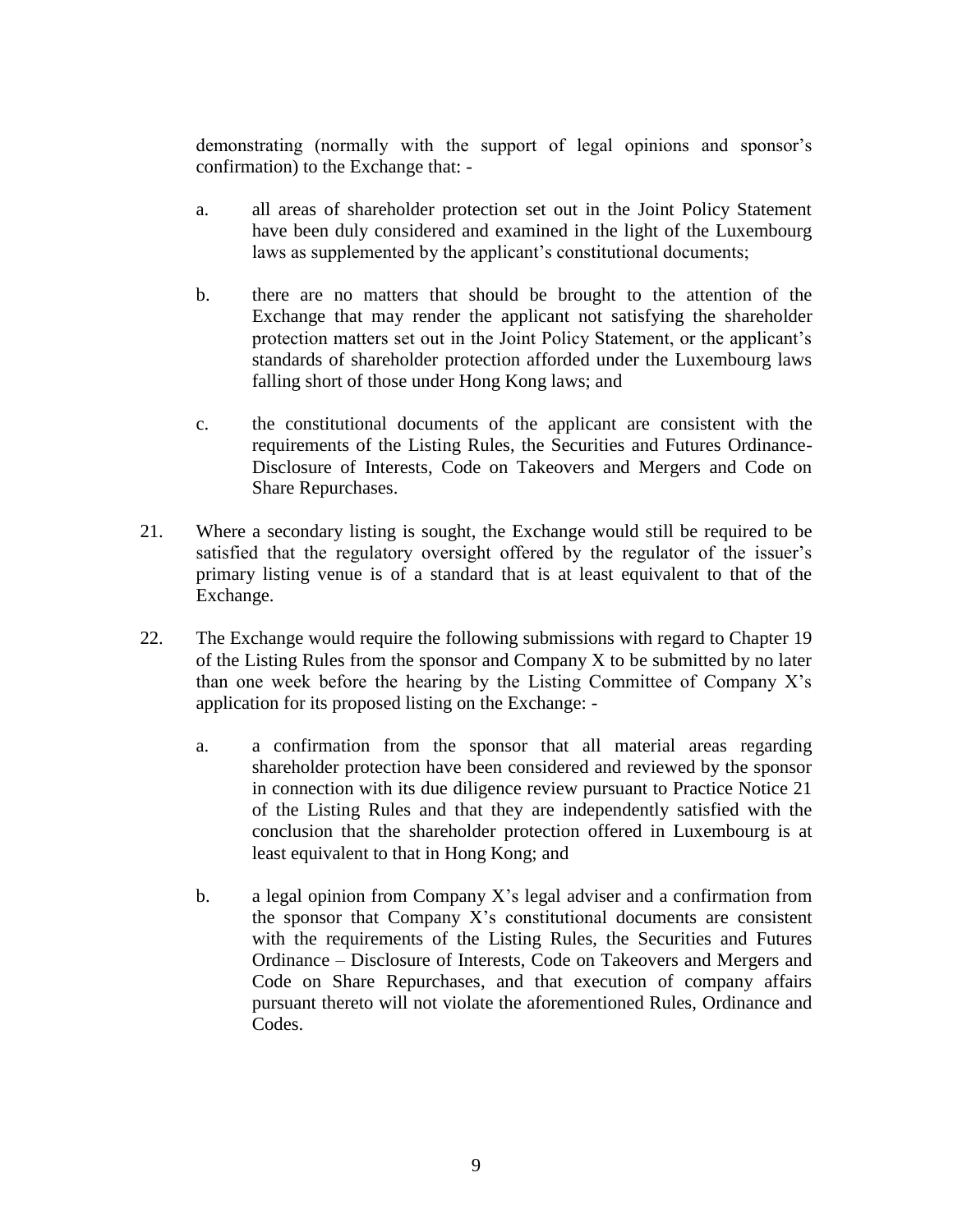demonstrating (normally with the support of legal opinions and sponsor's confirmation) to the Exchange that: -

a. all areas of shareholder protection set out in the Joint Policy Statement have been duly considered and examined in the light of the Luxembourg laws as supplemented by the applicant's constitutional documents;

b. there are no matters that should be brought to the attention of the Exchange that may render the applicant not satisfying the shareholder protection matters set out in the Joint Policy Statement, or the applicant's standards of shareholder protection afforded under the Luxembourg laws falling short of those under Hong Kong laws; and

c. the constitutional documents of the applicant are consistent with the requirements of the Listing Rules, the Securities and Futures Ordinance-Disclosure of Interests, Code on Takeovers and Mergers and Code on Share Repurchases.

21. Where a secondary listing is sought, the Exchange would still be required to be satisfied that the regulatory oversight offered by the regulator of the issuer's primary listing venue is of a standard that is at least equivalent to that of the Exchange.

22. The Exchange would require the following submissions with regard to Chapter 19 of the Listing Rules from the sponsor and Company X to be submitted by no later than one week before the hearing by the Listing Committee of Company X's application for its proposed listing on the Exchange: -

a. a confirmation from the sponsor that all material areas regarding shareholder protection have been considered and reviewed by the sponsor in connection with its due diligence review pursuant to Practice Notice 21 of the Listing Rules and that they are independently satisfied with the conclusion that the shareholder protection offered in Luxembourg is at least equivalent to that in Hong Kong; and

b. a legal opinion from Company X's legal adviser and a confirmation from the sponsor that Company X's constitutional documents are consistent with the requirements of the Listing Rules, the Securities and Futures Ordinance – Disclosure of Interests, Code on Takeovers and Mergers and Code on Share Repurchases, and that execution of company affairs pursuant thereto will not violate the aforementioned Rules, Ordinance and Codes.